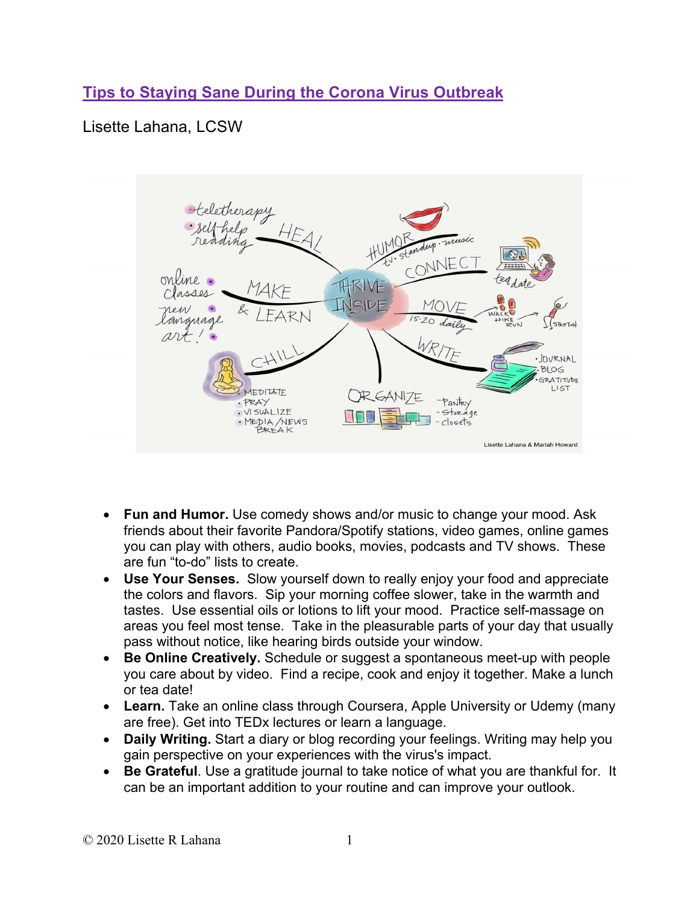# Tips to Staying Sane During the Corona Virus Outbreak

Lisette Lahana, LCSW

- **Fun and Humor.** Use comedy shows and/or music to change your mood. Ask friends about their favorite Pandora/Spotify stations, video games, online games you can play with others, audio books, movies, podcasts and TV shows. These are fun "to-do" lists to create.
- **Use Your Senses.** Slow yourself down to really enjoy your food and appreciate the colors and flavors. Sip your morning coffee slower, take in the warmth and tastes. Use essential oils or lotions to lift your mood. Practice self-massage on areas you feel most tense. Take in the pleasurable parts of your day that usually pass without notice, like hearing birds outside your window.
- **Be Online Creatively.** Schedule or suggest a spontaneous meet-up with people you care about by video. Find a recipe, cook and enjoy it together. Make a lunch or tea date!
- **Learn.** Take an online class through Coursera, Apple University or Udemy (many are free). Get into TEDx lectures or learn a language.
- **Daily Writing.** Start a diary or blog recording your feelings. Writing may help you gain perspective on your experiences with the virus's impact.
- **Be Grateful**. Use a gratitude journal to take notice of what you are thankful for. It can be an important addition to your routine and can improve your outlook.

© 2020 Lisette R Lahana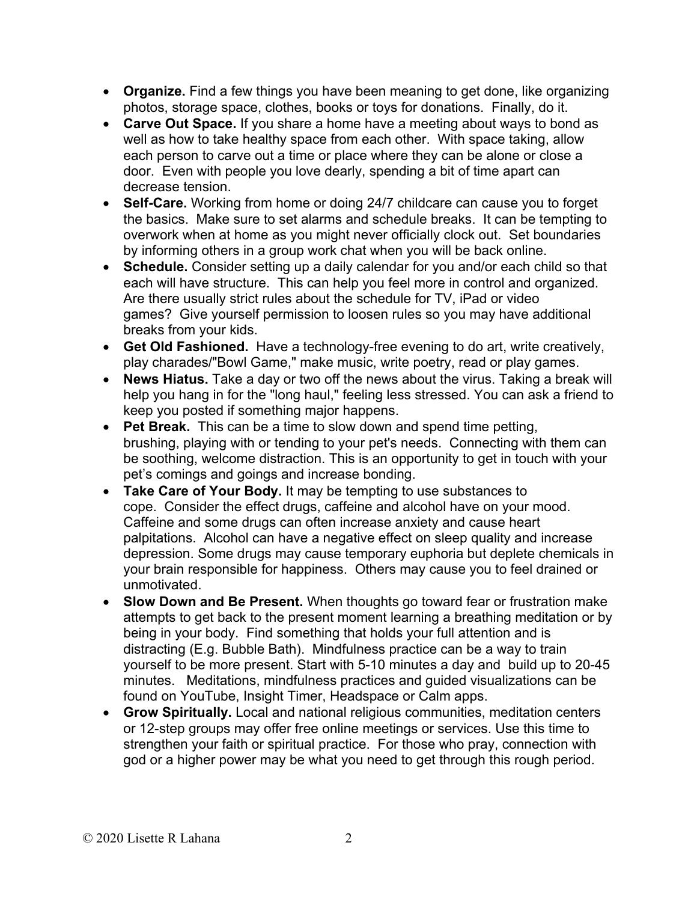- **Organize.** Find a few things you have been meaning to get done, like organizing photos, storage space, clothes, books or toys for donations. Finally, do it.
- **Carve Out Space.** If you share a home have a meeting about ways to bond as well as how to take healthy space from each other. With space taking, allow each person to carve out a time or place where they can be alone or close a door. Even with people you love dearly, spending a bit of time apart can decrease tension.
- **Self-Care.** Working from home or doing 24/7 childcare can cause you to forget the basics. Make sure to set alarms and schedule breaks. It can be tempting to overwork when at home as you might never officially clock out. Set boundaries by informing others in a group work chat when you will be back online.
- **Schedule.** Consider setting up a daily calendar for you and/or each child so that each will have structure. This can help you feel more in control and organized. Are there usually strict rules about the schedule for TV, iPad or video games? Give yourself permission to loosen rules so you may have additional breaks from your kids.
- **Get Old Fashioned.** Have a technology-free evening to do art, write creatively, play charades/"Bowl Game," make music, write poetry, read or play games.
- **News Hiatus.** Take a day or two off the news about the virus. Taking a break will help you hang in for the "long haul," feeling less stressed. You can ask a friend to keep you posted if something major happens.
- **Pet Break.** This can be a time to slow down and spend time petting, brushing, playing with or tending to your pet's needs. Connecting with them can be soothing, welcome distraction. This is an opportunity to get in touch with your pet's comings and goings and increase bonding.
- **Take Care of Your Body.** It may be tempting to use substances to cope. Consider the effect drugs, caffeine and alcohol have on your mood. Caffeine and some drugs can often increase anxiety and cause heart palpitations. Alcohol can have a negative effect on sleep quality and increase depression. Some drugs may cause temporary euphoria but deplete chemicals in your brain responsible for happiness. Others may cause you to feel drained or unmotivated.
- **Slow Down and Be Present.** When thoughts go toward fear or frustration make attempts to get back to the present moment learning a breathing meditation or by being in your body. Find something that holds your full attention and is distracting (E.g. Bubble Bath). Mindfulness practice can be a way to train yourself to be more present. Start with 5-10 minutes a day and build up to 20-45 minutes. Meditations, mindfulness practices and guided visualizations can be found on YouTube, Insight Timer, Headspace or Calm apps.
- **Grow Spiritually.** Local and national religious communities, meditation centers or 12-step groups may offer free online meetings or services. Use this time to strengthen your faith or spiritual practice. For those who pray, connection with god or a higher power may be what you need to get through this rough period.

© 2020 Lisette R Lahana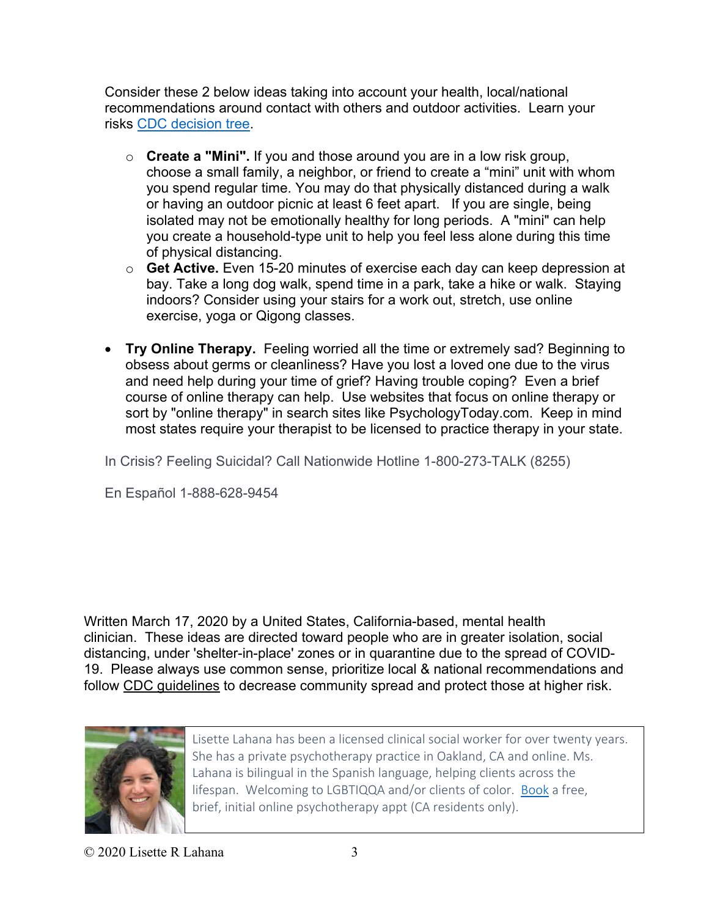Consider these 2 below ideas taking into account your health, local/national recommendations around contact with others and outdoor activities. Learn your risks [CDC decision tree](#).

  - **Create a "Mini".** If you and those around you are in a low risk group, choose a small family, a neighbor, or friend to create a "mini" unit with whom you spend regular time. You may do that physically distanced during a walk or having an outdoor picnic at least 6 feet apart. If you are single, being isolated may not be emotionally healthy for long periods. A "mini" can help you create a household-type unit to help you feel less alone during this time of physical distancing.
  - **Get Active.** Even 15-20 minutes of exercise each day can keep depression at bay. Take a long dog walk, spend time in a park, take a hike or walk. Staying indoors? Consider using your stairs for a work out, stretch, use online exercise, yoga or Qigong classes.

- **Try Online Therapy.** Feeling worried all the time or extremely sad? Beginning to obsess about germs or cleanliness? Have you lost a loved one due to the virus and need help during your time of grief? Having trouble coping? Even a brief course of online therapy can help. Use websites that focus on online therapy or sort by "online therapy" in search sites like PsychologyToday.com. Keep in mind most states require your therapist to be licensed to practice therapy in your state.

In Crisis? Feeling Suicidal? Call Nationwide Hotline 1-800-273-TALK (8255)

En Español 1-888-628-9454

Written March 17, 2020 by a United States, California-based, mental health clinician. These ideas are directed toward people who are in greater isolation, social distancing, under 'shelter-in-place' zones or in quarantine due to the spread of COVID-19. Please always use common sense, prioritize local & national recommendations and follow CDC guidelines to decrease community spread and protect those at higher risk.

Lisette Lahana has been a licensed clinical social worker for over twenty years. She has a private psychotherapy practice in Oakland, CA and online. Ms. Lahana is bilingual in the Spanish language, helping clients across the lifespan. Welcoming to LGBTIQQA and/or clients of color. [Book](#) a free, brief, initial online psychotherapy appt (CA residents only).

© 2020 Lisette R Lahana